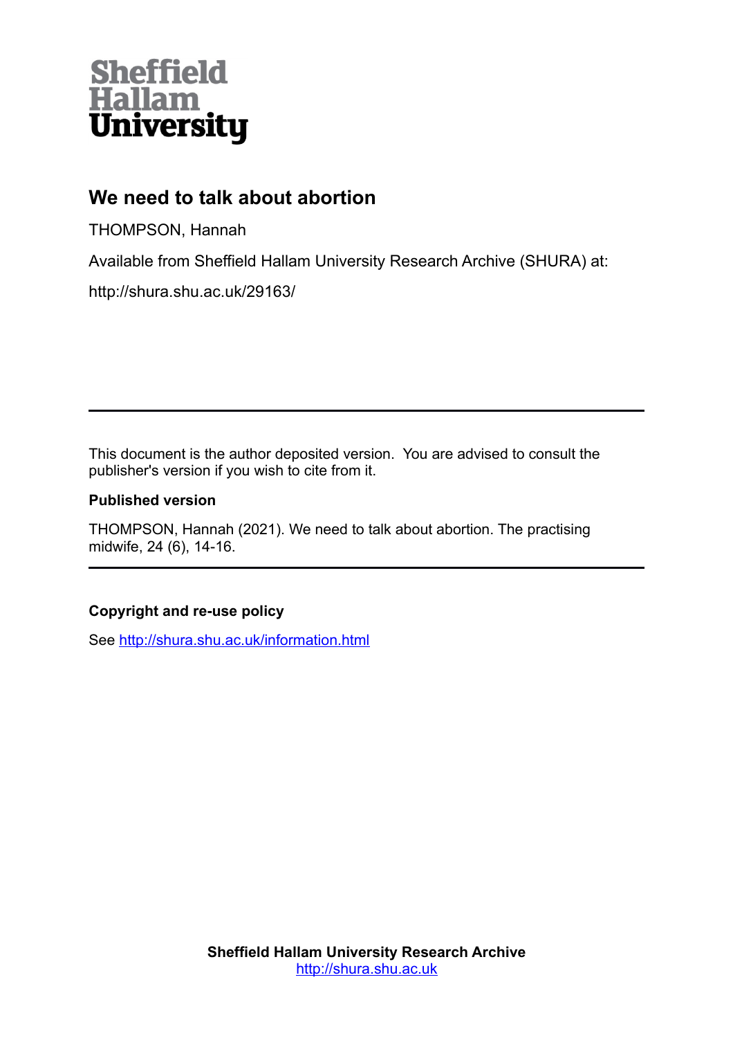Sheffield Hallam University

# We need to talk about abortion

THOMPSON, Hannah

Available from Sheffield Hallam University Research Archive (SHURA) at:

http://shura.shu.ac.uk/29163/

---

This document is the author deposited version. You are advised to consult the publisher's version if you wish to cite from it.

**Published version**

THOMPSON, Hannah (2021). We need to talk about abortion. The practising midwife, 24 (6), 14-16.

---

**Copyright and re-use policy**

See http://shura.shu.ac.uk/information.html

**Sheffield Hallam University Research Archive**
http://shura.shu.ac.uk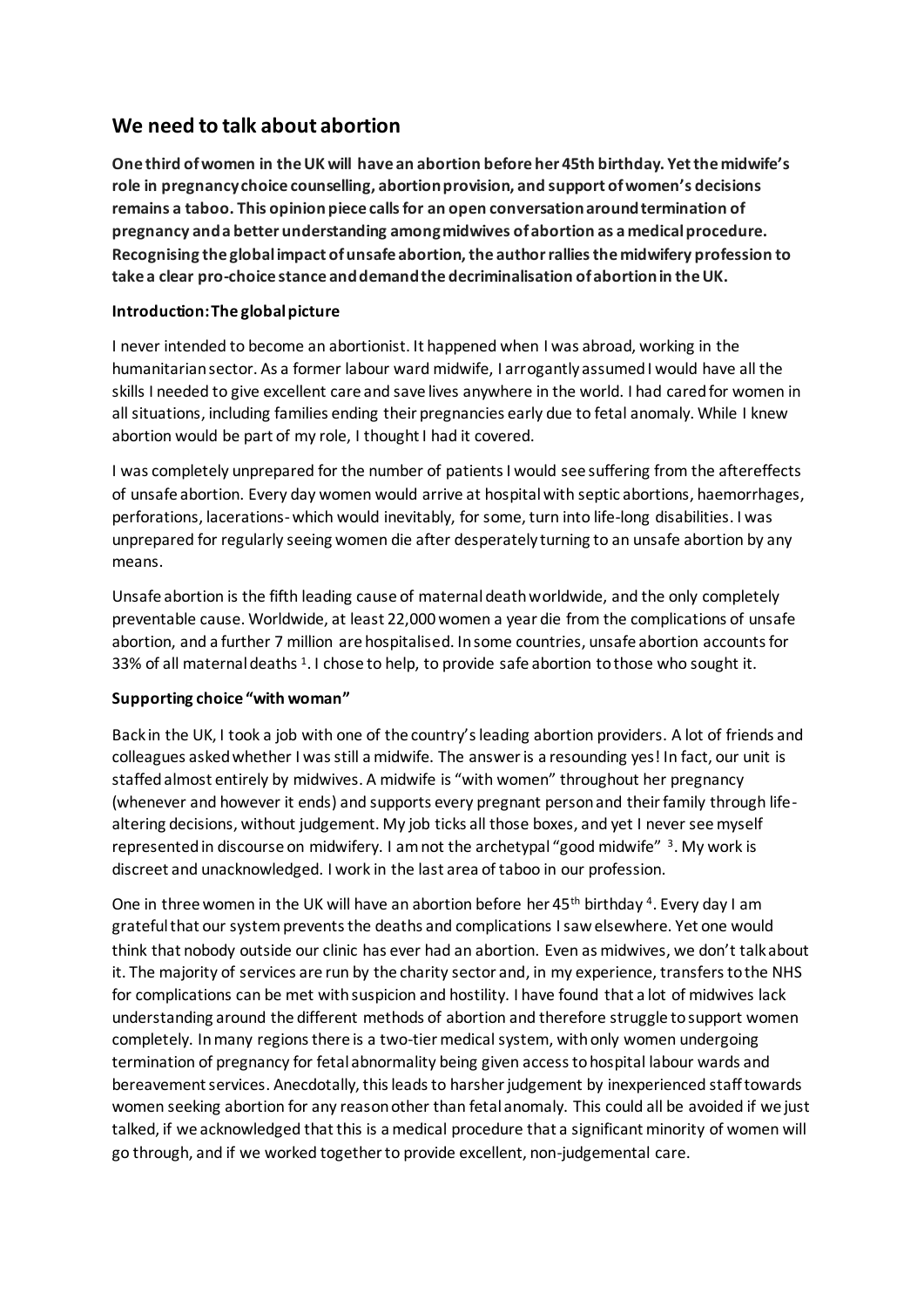## We need to talk about abortion

**One third of women in the UK will have an abortion before her 45th birthday. Yet the midwife's role in pregnancy choice counselling, abortion provision, and support of women's decisions remains a taboo. This opinion piece calls for an open conversation around termination of pregnancy and a better understanding among midwives of abortion as a medical procedure. Recognising the global impact of unsafe abortion, the author rallies the midwifery profession to take a clear pro-choice stance and demand the decriminalisation of abortion in the UK.**

### Introduction: The global picture

I never intended to become an abortionist. It happened when I was abroad, working in the humanitarian sector. As a former labour ward midwife, I arrogantly assumed I would have all the skills I needed to give excellent care and save lives anywhere in the world. I had cared for women in all situations, including families ending their pregnancies early due to fetal anomaly. While I knew abortion would be part of my role, I thought I had it covered.

I was completely unprepared for the number of patients I would see suffering from the aftereffects of unsafe abortion. Every day women would arrive at hospital with septic abortions, haemorrhages, perforations, lacerations- which would inevitably, for some, turn into life-long disabilities. I was unprepared for regularly seeing women die after desperately turning to an unsafe abortion by any means.

Unsafe abortion is the fifth leading cause of maternal death worldwide, and the only completely preventable cause. Worldwide, at least 22,000 women a year die from the complications of unsafe abortion, and a further 7 million are hospitalised. In some countries, unsafe abortion accounts for 33% of all maternal deaths [1]. I chose to help, to provide safe abortion to those who sought it.

### Supporting choice "with woman"

Back in the UK, I took a job with one of the country's leading abortion providers. A lot of friends and colleagues asked whether I was still a midwife. The answer is a resounding yes! In fact, our unit is staffed almost entirely by midwives. A midwife is "with women" throughout her pregnancy (whenever and however it ends) and supports every pregnant person and their family through life-altering decisions, without judgement. My job ticks all those boxes, and yet I never see myself represented in discourse on midwifery. I am not the archetypal "good midwife" [3]. My work is discreet and unacknowledged. I work in the last area of taboo in our profession.

One in three women in the UK will have an abortion before her 45th birthday [4]. Every day I am grateful that our system prevents the deaths and complications I saw elsewhere. Yet one would think that nobody outside our clinic has ever had an abortion. Even as midwives, we don't talk about it. The majority of services are run by the charity sector and, in my experience, transfers to the NHS for complications can be met with suspicion and hostility. I have found that a lot of midwives lack understanding around the different methods of abortion and therefore struggle to support women completely. In many regions there is a two-tier medical system, with only women undergoing termination of pregnancy for fetal abnormality being given access to hospital labour wards and bereavement services. Anecdotally, this leads to harsher judgement by inexperienced staff towards women seeking abortion for any reason other than fetal anomaly. This could all be avoided if we just talked, if we acknowledged that this is a medical procedure that a significant minority of women will go through, and if we worked together to provide excellent, non-judgemental care.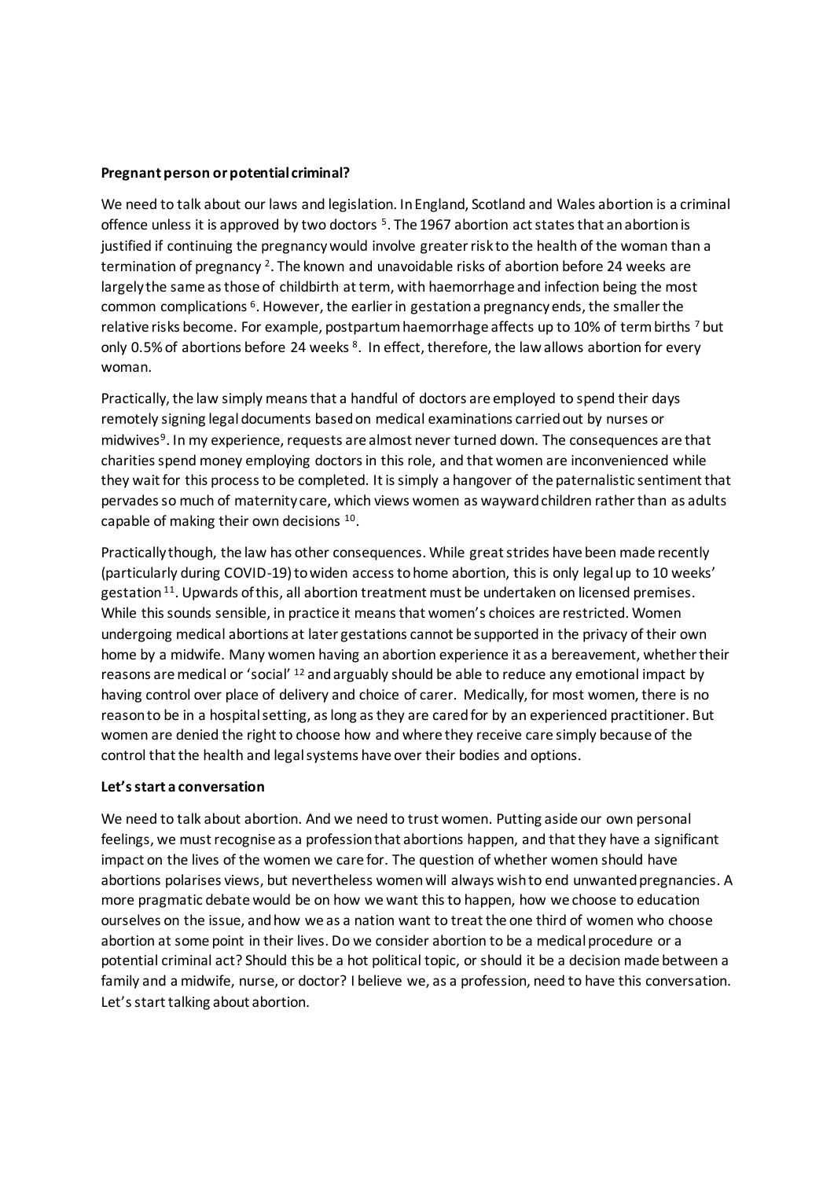**Pregnant person or potential criminal?**

We need to talk about our laws and legislation. In England, Scotland and Wales abortion is a criminal offence unless it is approved by two doctors [5]. The 1967 abortion act states that an abortion is justified if continuing the pregnancy would involve greater risk to the health of the woman than a termination of pregnancy [2]. The known and unavoidable risks of abortion before 24 weeks are largely the same as those of childbirth at term, with haemorrhage and infection being the most common complications [6]. However, the earlier in gestation a pregnancy ends, the smaller the relative risks become. For example, postpartum haemorrhage affects up to 10% of term births [7] but only 0.5% of abortions before 24 weeks [8]. In effect, therefore, the law allows abortion for every woman.

Practically, the law simply means that a handful of doctors are employed to spend their days remotely signing legal documents based on medical examinations carried out by nurses or midwives[9]. In my experience, requests are almost never turned down. The consequences are that charities spend money employing doctors in this role, and that women are inconvenienced while they wait for this process to be completed. It is simply a hangover of the paternalistic sentiment that pervades so much of maternity care, which views women as wayward children rather than as adults capable of making their own decisions [10].

Practically though, the law has other consequences. While great strides have been made recently (particularly during COVID-19) to widen access to home abortion, this is only legal up to 10 weeks' gestation [11]. Upwards of this, all abortion treatment must be undertaken on licensed premises. While this sounds sensible, in practice it means that women's choices are restricted. Women undergoing medical abortions at later gestations cannot be supported in the privacy of their own home by a midwife. Many women having an abortion experience it as a bereavement, whether their reasons are medical or 'social' [12] and arguably should be able to reduce any emotional impact by having control over place of delivery and choice of carer. Medically, for most women, there is no reason to be in a hospital setting, as long as they are cared for by an experienced practitioner. But women are denied the right to choose how and where they receive care simply because of the control that the health and legal systems have over their bodies and options.

**Let's start a conversation**

We need to talk about abortion. And we need to trust women. Putting aside our own personal feelings, we must recognise as a profession that abortions happen, and that they have a significant impact on the lives of the women we care for. The question of whether women should have abortions polarises views, but nevertheless women will always wish to end unwanted pregnancies. A more pragmatic debate would be on how we want this to happen, how we choose to education ourselves on the issue, and how we as a nation want to treat the one third of women who choose abortion at some point in their lives. Do we consider abortion to be a medical procedure or a potential criminal act? Should this be a hot political topic, or should it be a decision made between a family and a midwife, nurse, or doctor? I believe we, as a profession, need to have this conversation. Let's start talking about abortion.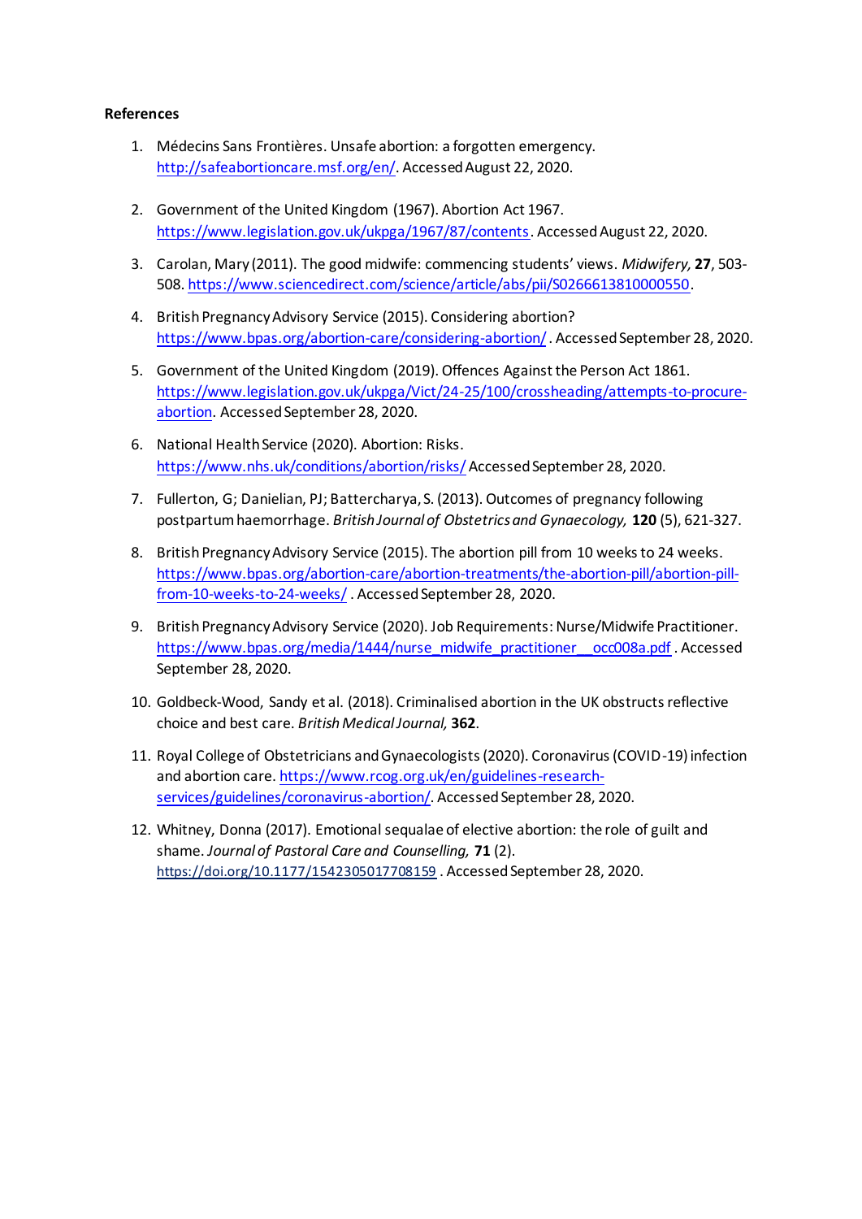**References**

1. Médecins Sans Frontières. Unsafe abortion: a forgotten emergency. http://safeabortioncare.msf.org/en/. Accessed August 22, 2020.

2. Government of the United Kingdom (1967). Abortion Act 1967. https://www.legislation.gov.uk/ukpga/1967/87/contents. Accessed August 22, 2020.

3. Carolan, Mary (2011). The good midwife: commencing students' views. *Midwifery,* **27**, 503-508. https://www.sciencedirect.com/science/article/abs/pii/S0266613810000550.

4. British Pregnancy Advisory Service (2015). Considering abortion? https://www.bpas.org/abortion-care/considering-abortion/. Accessed September 28, 2020.

5. Government of the United Kingdom (2019). Offences Against the Person Act 1861. https://www.legislation.gov.uk/ukpga/Vict/24-25/100/crossheading/attempts-to-procure-abortion. Accessed September 28, 2020.

6. National Health Service (2020). Abortion: Risks. https://www.nhs.uk/conditions/abortion/risks/ Accessed September 28, 2020.

7. Fullerton, G; Danielian, PJ; Battercharya, S. (2013). Outcomes of pregnancy following postpartum haemorrhage. *British Journal of Obstetrics and Gynaecology,* **120** (5), 621-327.

8. British Pregnancy Advisory Service (2015). The abortion pill from 10 weeks to 24 weeks. https://www.bpas.org/abortion-care/abortion-treatments/the-abortion-pill/abortion-pill-from-10-weeks-to-24-weeks/. Accessed September 28, 2020.

9. British Pregnancy Advisory Service (2020). Job Requirements: Nurse/Midwife Practitioner. https://www.bpas.org/media/1444/nurse_midwife_practitioner__occ008a.pdf. Accessed September 28, 2020.

10. Goldbeck-Wood, Sandy et al. (2018). Criminalised abortion in the UK obstructs reflective choice and best care. *British Medical Journal,* **362**.

11. Royal College of Obstetricians and Gynaecologists (2020). Coronavirus (COVID-19) infection and abortion care. https://www.rcog.org.uk/en/guidelines-research-services/guidelines/coronavirus-abortion/. Accessed September 28, 2020.

12. Whitney, Donna (2017). Emotional sequalae of elective abortion: the role of guilt and shame. *Journal of Pastoral Care and Counselling,* **71** (2). https://doi.org/10.1177/1542305017708159. Accessed September 28, 2020.